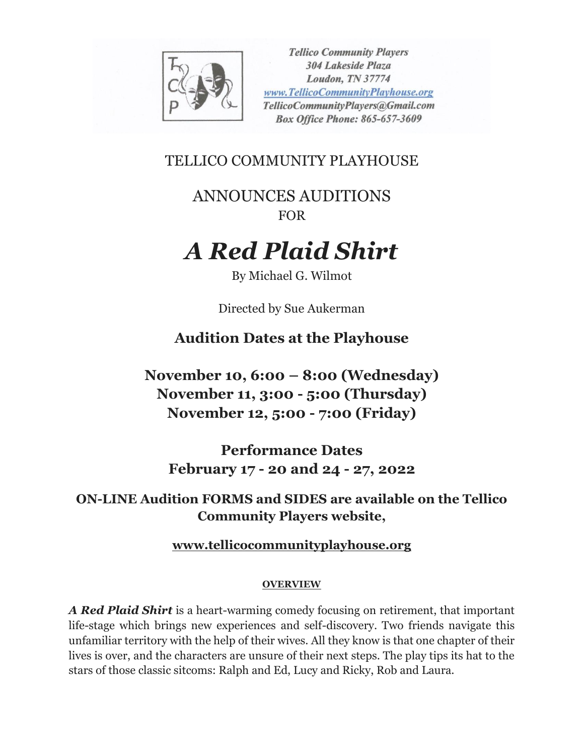*Tellico Community Players*
*304 Lakeside Plaza*
*Loudon, TN 37774*
*www.TellicoCommunityPlayhouse.org*
*TellicoCommunityPlayers@Gmail.com*
*Box Office Phone: 865-657-3609*

# TELLICO COMMUNITY PLAYHOUSE

## ANNOUNCES AUDITIONS

FOR

# *A Red Plaid Shirt*

By Michael G. Wilmot

Directed by Sue Aukerman

## Audition Dates at the Playhouse

**November 10, 6:00 – 8:00 (Wednesday)**
**November 11, 3:00 - 5:00 (Thursday)**
**November 12, 5:00 - 7:00 (Friday)**

## Performance Dates

**February 17 - 20 and 24 - 27, 2022**

**ON-LINE Audition FORMS and SIDES are available on the Tellico Community Players website,**

**www.tellicocommunityplayhouse.org**

**OVERVIEW**

***A Red Plaid Shirt*** is a heart-warming comedy focusing on retirement, that important life-stage which brings new experiences and self-discovery. Two friends navigate this unfamiliar territory with the help of their wives. All they know is that one chapter of their lives is over, and the characters are unsure of their next steps. The play tips its hat to the stars of those classic sitcoms: Ralph and Ed, Lucy and Ricky, Rob and Laura.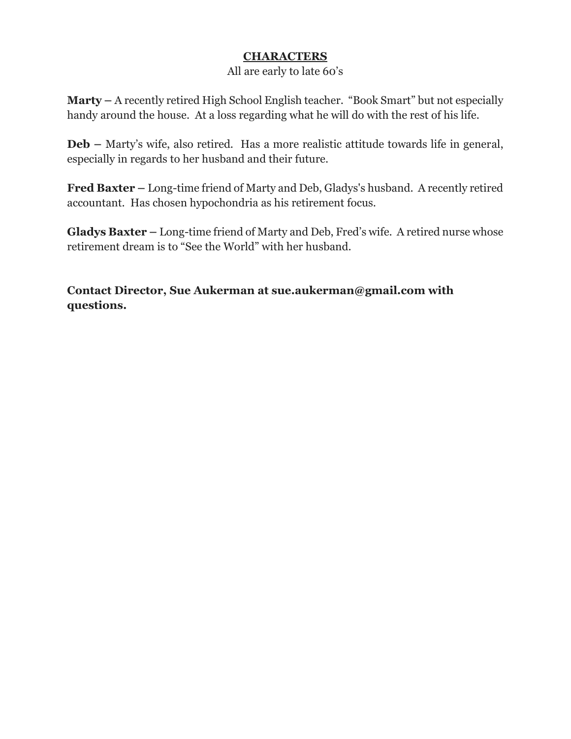## CHARACTERS

All are early to late 60's

**Marty –** A recently retired High School English teacher. "Book Smart" but not especially handy around the house. At a loss regarding what he will do with the rest of his life.

**Deb –** Marty's wife, also retired. Has a more realistic attitude towards life in general, especially in regards to her husband and their future.

**Fred Baxter –** Long-time friend of Marty and Deb, Gladys's husband. A recently retired accountant. Has chosen hypochondria as his retirement focus.

**Gladys Baxter –** Long-time friend of Marty and Deb, Fred's wife. A retired nurse whose retirement dream is to "See the World" with her husband.

**Contact Director, Sue Aukerman at sue.aukerman@gmail.com with questions.**